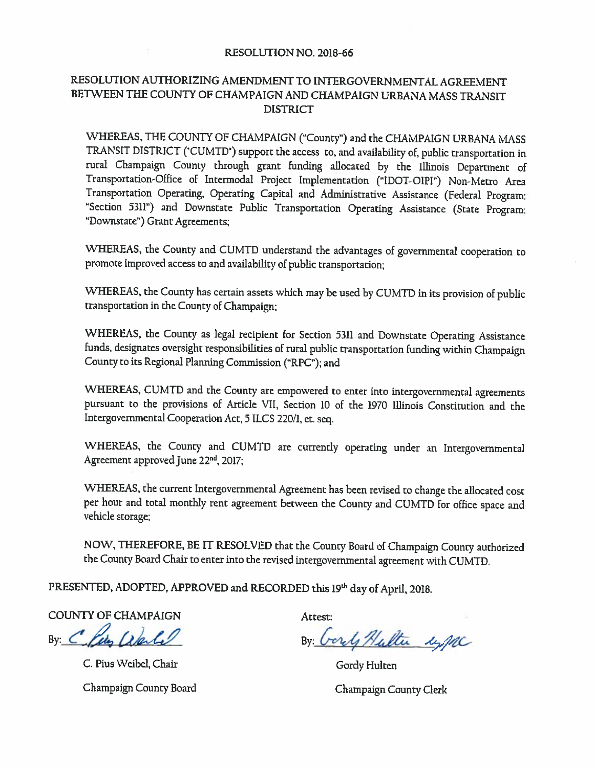**RESOLUTION NO. 2018-66**

**RESOLUTION AUTHORIZING AMENDMENT TO INTERGOVERNMENTAL AGREEMENT BETWEEN THE COUNTY OF CHAMPAIGN AND CHAMPAIGN URBANA MASS TRANSIT DISTRICT**

WHEREAS, THE COUNTY OF CHAMPAIGN ("County") and the CHAMPAIGN URBANA MASS TRANSIT DISTRICT ('CUMTD') support the access to, and availability of, public transportation in rural Champaign County through grant funding allocated by the Illinois Department of Transportation-Office of Intermodal Project Implementation ("IDOT-OIPI") Non-Metro Area Transportation Operating, Operating Capital and Administrative Assistance (Federal Program: "Section 5311") and Downstate Public Transportation Operating Assistance (State Program: "Downstate") Grant Agreements;

WHEREAS, the County and CUMTD understand the advantages of governmental cooperation to promote improved access to and availability of public transportation;

WHEREAS, the County has certain assets which may be used by CUMTD in its provision of public transportation in the County of Champaign;

WHEREAS, the County as legal recipient for Section 5311 and Downstate Operating Assistance funds, designates oversight responsibilities of rural public transportation funding within Champaign County to its Regional Planning Commission ("RPC"); and

WHEREAS, CUMTD and the County are empowered to enter into intergovernmental agreements pursuant to the provisions of Article VII, Section 10 of the 1970 Illinois Constitution and the Intergovernmental Cooperation Act, 5 ILCS 220/1, et. seq.

WHEREAS, the County and CUMTD are currently operating under an Intergovernmental Agreement approved June 22nd, 2017;

WHEREAS, the current Intergovernmental Agreement has been revised to change the allocated cost per hour and total monthly rent agreement between the County and CUMTD for office space and vehicle storage;

NOW, THEREFORE, BE IT RESOLVED that the County Board of Champaign County authorized the County Board Chair to enter into the revised intergovernmental agreement with CUMTD.

PRESENTED, ADOPTED, APPROVED and RECORDED this 19th day of April, 2018.

COUNTY OF CHAMPAIGN

By: C. Pius Weibel

C. Pius Weibel, Chair

Champaign County Board

Attest:

By: Gordy Hulten by/MC

Gordy Hulten

Champaign County Clerk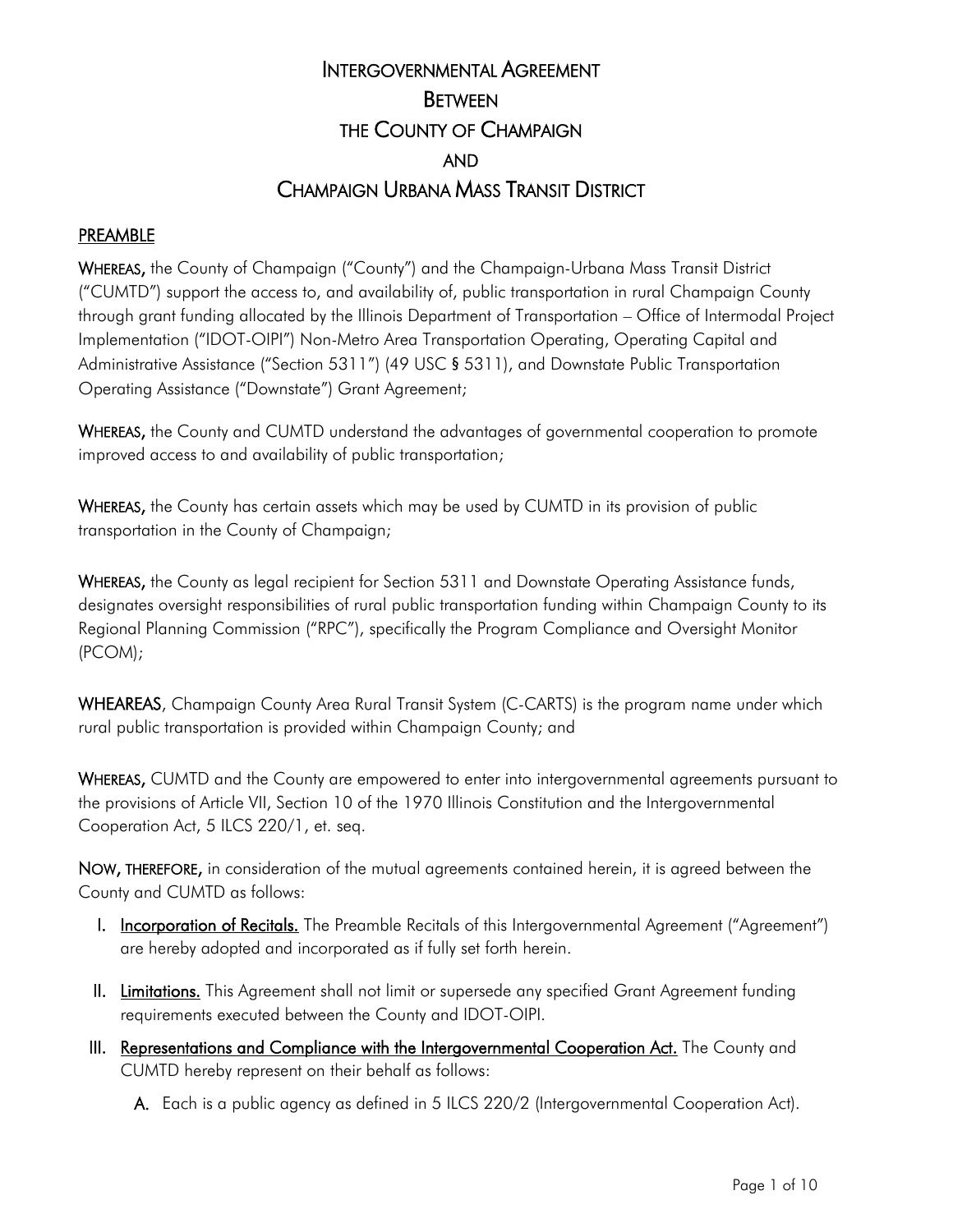# INTERGOVERNMENTAL AGREEMENT
# BETWEEN
# THE COUNTY OF CHAMPAIGN
# AND
# CHAMPAIGN URBANA MASS TRANSIT DISTRICT

## PREAMBLE

**WHEREAS,** the County of Champaign ("County") and the Champaign-Urbana Mass Transit District ("CUMTD") support the access to, and availability of, public transportation in rural Champaign County through grant funding allocated by the Illinois Department of Transportation – Office of Intermodal Project Implementation ("IDOT-OIPI") Non-Metro Area Transportation Operating, Operating Capital and Administrative Assistance ("Section 5311") (49 USC § 5311), and Downstate Public Transportation Operating Assistance ("Downstate") Grant Agreement;

**WHEREAS,** the County and CUMTD understand the advantages of governmental cooperation to promote improved access to and availability of public transportation;

**WHEREAS,** the County has certain assets which may be used by CUMTD in its provision of public transportation in the County of Champaign;

**WHEREAS,** the County as legal recipient for Section 5311 and Downstate Operating Assistance funds, designates oversight responsibilities of rural public transportation funding within Champaign County to its Regional Planning Commission ("RPC"), specifically the Program Compliance and Oversight Monitor (PCOM);

**WHEAREAS**, Champaign County Area Rural Transit System (C-CARTS) is the program name under which rural public transportation is provided within Champaign County; and

**WHEREAS,** CUMTD and the County are empowered to enter into intergovernmental agreements pursuant to the provisions of Article VII, Section 10 of the 1970 Illinois Constitution and the Intergovernmental Cooperation Act, 5 ILCS 220/1, et. seq.

**NOW, THEREFORE,** in consideration of the mutual agreements contained herein, it is agreed between the County and CUMTD as follows:

I. **Incorporation of Recitals.** The Preamble Recitals of this Intergovernmental Agreement ("Agreement") are hereby adopted and incorporated as if fully set forth herein.

II. **Limitations.** This Agreement shall not limit or supersede any specified Grant Agreement funding requirements executed between the County and IDOT-OIPI.

III. **Representations and Compliance with the Intergovernmental Cooperation Act.** The County and CUMTD hereby represent on their behalf as follows:

   A. Each is a public agency as defined in 5 ILCS 220/2 (Intergovernmental Cooperation Act).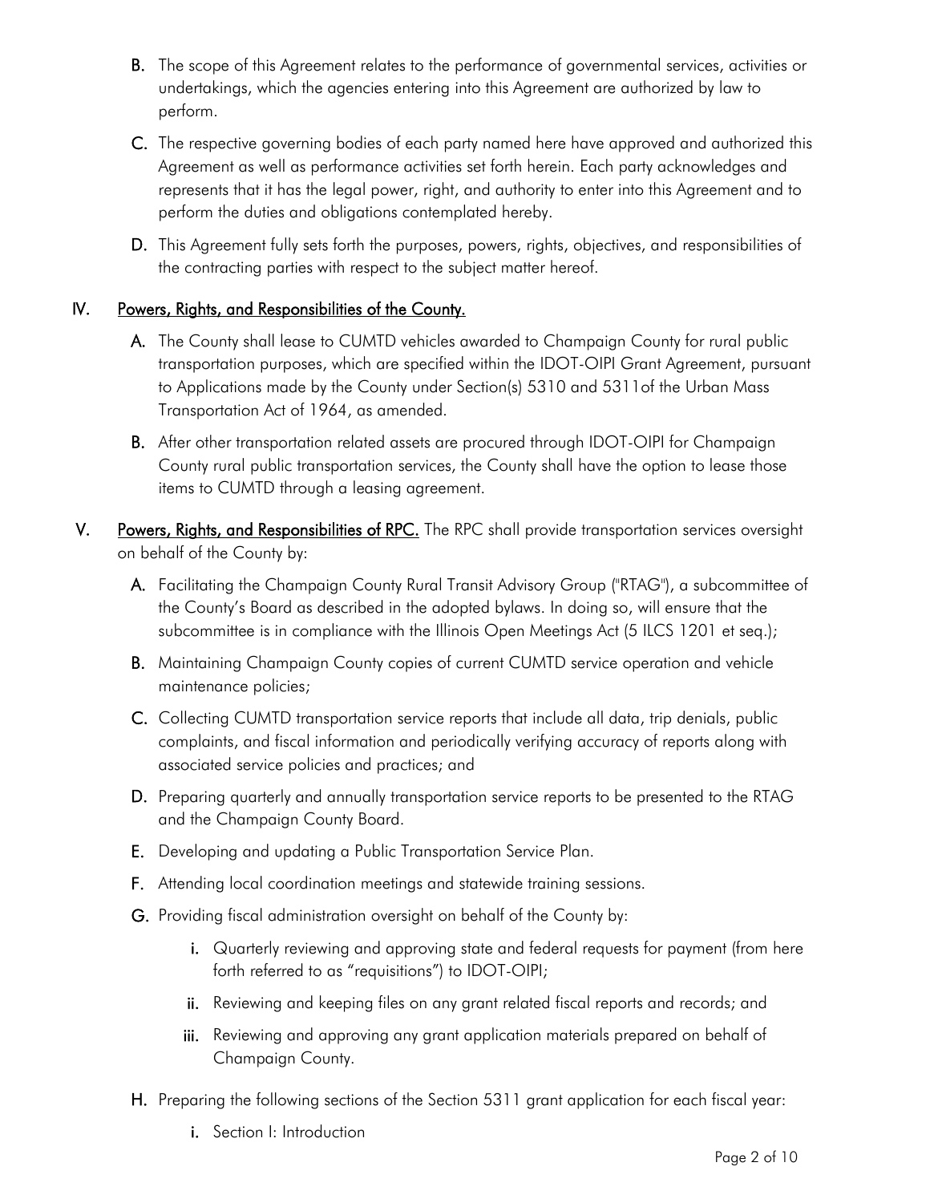B. The scope of this Agreement relates to the performance of governmental services, activities or undertakings, which the agencies entering into this Agreement are authorized by law to perform.

C. The respective governing bodies of each party named here have approved and authorized this Agreement as well as performance activities set forth herein. Each party acknowledges and represents that it has the legal power, right, and authority to enter into this Agreement and to perform the duties and obligations contemplated hereby.

D. This Agreement fully sets forth the purposes, powers, rights, objectives, and responsibilities of the contracting parties with respect to the subject matter hereof.

## IV. Powers, Rights, and Responsibilities of the County.

A. The County shall lease to CUMTD vehicles awarded to Champaign County for rural public transportation purposes, which are specified within the IDOT-OIPI Grant Agreement, pursuant to Applications made by the County under Section(s) 5310 and 5311of the Urban Mass Transportation Act of 1964, as amended.

B. After other transportation related assets are procured through IDOT-OIPI for Champaign County rural public transportation services, the County shall have the option to lease those items to CUMTD through a leasing agreement.

## V. Powers, Rights, and Responsibilities of RPC.

The RPC shall provide transportation services oversight on behalf of the County by:

A. Facilitating the Champaign County Rural Transit Advisory Group ("RTAG"), a subcommittee of the County's Board as described in the adopted bylaws. In doing so, will ensure that the subcommittee is in compliance with the Illinois Open Meetings Act (5 ILCS 1201 et seq.);

B. Maintaining Champaign County copies of current CUMTD service operation and vehicle maintenance policies;

C. Collecting CUMTD transportation service reports that include all data, trip denials, public complaints, and fiscal information and periodically verifying accuracy of reports along with associated service policies and practices; and

D. Preparing quarterly and annually transportation service reports to be presented to the RTAG and the Champaign County Board.

E. Developing and updating a Public Transportation Service Plan.

F. Attending local coordination meetings and statewide training sessions.

G. Providing fiscal administration oversight on behalf of the County by:

   i. Quarterly reviewing and approving state and federal requests for payment (from here forth referred to as "requisitions") to IDOT-OIPI;

   ii. Reviewing and keeping files on any grant related fiscal reports and records; and

   iii. Reviewing and approving any grant application materials prepared on behalf of Champaign County.

H. Preparing the following sections of the Section 5311 grant application for each fiscal year:

   i. Section I: Introduction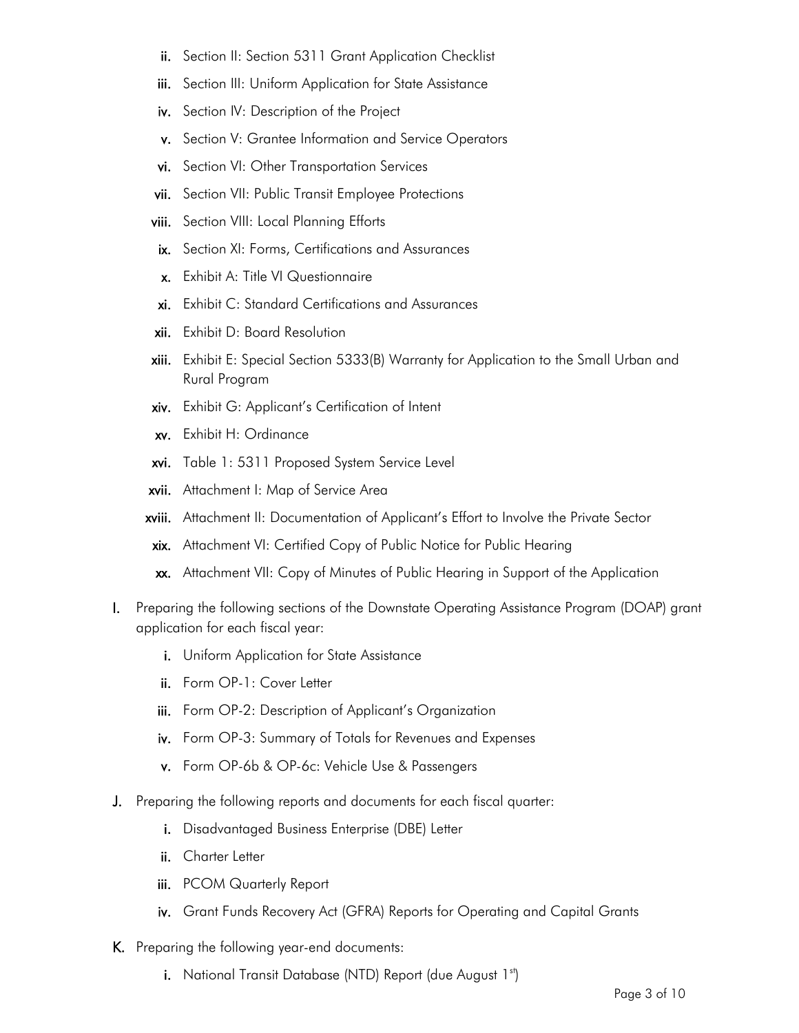ii. Section II: Section 5311 Grant Application Checklist
   iii. Section III: Uniform Application for State Assistance
   iv. Section IV: Description of the Project
   v. Section V: Grantee Information and Service Operators
   vi. Section VI: Other Transportation Services
   vii. Section VII: Public Transit Employee Protections
   viii. Section VIII: Local Planning Efforts
   ix. Section XI: Forms, Certifications and Assurances
   x. Exhibit A: Title VI Questionnaire
   xi. Exhibit C: Standard Certifications and Assurances
   xii. Exhibit D: Board Resolution
   xiii. Exhibit E: Special Section 5333(B) Warranty for Application to the Small Urban and Rural Program
   xiv. Exhibit G: Applicant's Certification of Intent
   xv. Exhibit H: Ordinance
   xvi. Table 1: 5311 Proposed System Service Level
   xvii. Attachment I: Map of Service Area
   xviii. Attachment II: Documentation of Applicant's Effort to Involve the Private Sector
   xix. Attachment VI: Certified Copy of Public Notice for Public Hearing
   xx. Attachment VII: Copy of Minutes of Public Hearing in Support of the Application

I. Preparing the following sections of the Downstate Operating Assistance Program (DOAP) grant application for each fiscal year:
   i. Uniform Application for State Assistance
   ii. Form OP-1: Cover Letter
   iii. Form OP-2: Description of Applicant's Organization
   iv. Form OP-3: Summary of Totals for Revenues and Expenses
   v. Form OP-6b & OP-6c: Vehicle Use & Passengers

J. Preparing the following reports and documents for each fiscal quarter:
   i. Disadvantaged Business Enterprise (DBE) Letter
   ii. Charter Letter
   iii. PCOM Quarterly Report
   iv. Grant Funds Recovery Act (GFRA) Reports for Operating and Capital Grants

K. Preparing the following year-end documents:
   i. National Transit Database (NTD) Report (due August 1st)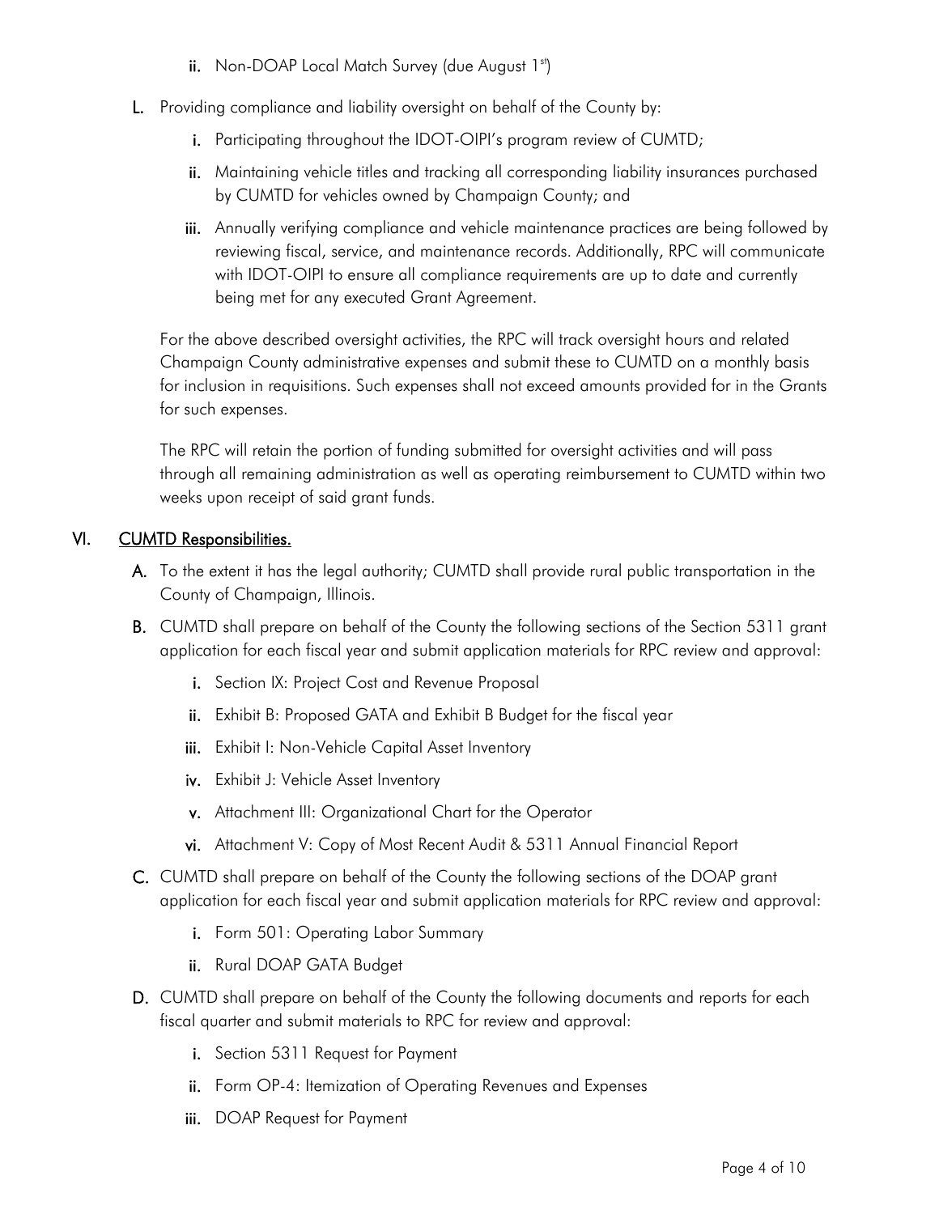ii. Non-DOAP Local Match Survey (due August 1st)

L. Providing compliance and liability oversight on behalf of the County by:

   i. Participating throughout the IDOT-OIPI's program review of CUMTD;

   ii. Maintaining vehicle titles and tracking all corresponding liability insurances purchased by CUMTD for vehicles owned by Champaign County; and

   iii. Annually verifying compliance and vehicle maintenance practices are being followed by reviewing fiscal, service, and maintenance records. Additionally, RPC will communicate with IDOT-OIPI to ensure all compliance requirements are up to date and currently being met for any executed Grant Agreement.

For the above described oversight activities, the RPC will track oversight hours and related Champaign County administrative expenses and submit these to CUMTD on a monthly basis for inclusion in requisitions. Such expenses shall not exceed amounts provided for in the Grants for such expenses.

The RPC will retain the portion of funding submitted for oversight activities and will pass through all remaining administration as well as operating reimbursement to CUMTD within two weeks upon receipt of said grant funds.

## VI. CUMTD Responsibilities.

A. To the extent it has the legal authority; CUMTD shall provide rural public transportation in the County of Champaign, Illinois.

B. CUMTD shall prepare on behalf of the County the following sections of the Section 5311 grant application for each fiscal year and submit application materials for RPC review and approval:

   i. Section IX: Project Cost and Revenue Proposal

   ii. Exhibit B: Proposed GATA and Exhibit B Budget for the fiscal year

   iii. Exhibit I: Non-Vehicle Capital Asset Inventory

   iv. Exhibit J: Vehicle Asset Inventory

   v. Attachment III: Organizational Chart for the Operator

   vi. Attachment V: Copy of Most Recent Audit & 5311 Annual Financial Report

C. CUMTD shall prepare on behalf of the County the following sections of the DOAP grant application for each fiscal year and submit application materials for RPC review and approval:

   i. Form 501: Operating Labor Summary

   ii. Rural DOAP GATA Budget

D. CUMTD shall prepare on behalf of the County the following documents and reports for each fiscal quarter and submit materials to RPC for review and approval:

   i. Section 5311 Request for Payment

   ii. Form OP-4: Itemization of Operating Revenues and Expenses

   iii. DOAP Request for Payment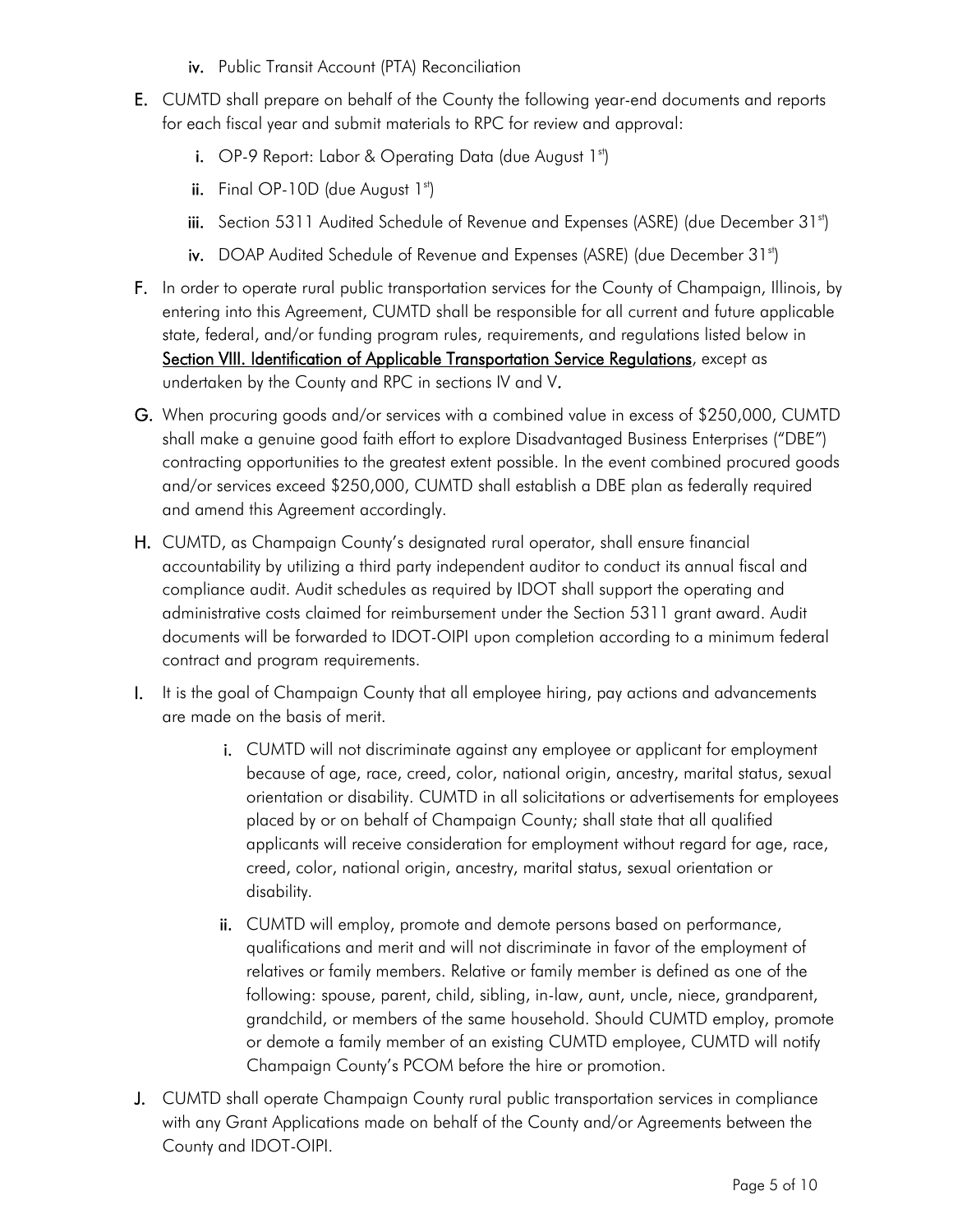iv. Public Transit Account (PTA) Reconciliation

E. CUMTD shall prepare on behalf of the County the following year-end documents and reports for each fiscal year and submit materials to RPC for review and approval:

   i. OP-9 Report: Labor & Operating Data (due August 1st)

   ii. Final OP-10D (due August 1st)

   iii. Section 5311 Audited Schedule of Revenue and Expenses (ASRE) (due December 31st)

   iv. DOAP Audited Schedule of Revenue and Expenses (ASRE) (due December 31st)

F. In order to operate rural public transportation services for the County of Champaign, Illinois, by entering into this Agreement, CUMTD shall be responsible for all current and future applicable state, federal, and/or funding program rules, requirements, and regulations listed below in **Section VIII. Identification of Applicable Transportation Service Regulations**, except as undertaken by the County and RPC in sections IV and V.

G. When procuring goods and/or services with a combined value in excess of $250,000, CUMTD shall make a genuine good faith effort to explore Disadvantaged Business Enterprises ("DBE") contracting opportunities to the greatest extent possible. In the event combined procured goods and/or services exceed $250,000, CUMTD shall establish a DBE plan as federally required and amend this Agreement accordingly.

H. CUMTD, as Champaign County's designated rural operator, shall ensure financial accountability by utilizing a third party independent auditor to conduct its annual fiscal and compliance audit. Audit schedules as required by IDOT shall support the operating and administrative costs claimed for reimbursement under the Section 5311 grant award. Audit documents will be forwarded to IDOT-OIPI upon completion according to a minimum federal contract and program requirements.

I. It is the goal of Champaign County that all employee hiring, pay actions and advancements are made on the basis of merit.

   i. CUMTD will not discriminate against any employee or applicant for employment because of age, race, creed, color, national origin, ancestry, marital status, sexual orientation or disability. CUMTD in all solicitations or advertisements for employees placed by or on behalf of Champaign County; shall state that all qualified applicants will receive consideration for employment without regard for age, race, creed, color, national origin, ancestry, marital status, sexual orientation or disability.

   ii. CUMTD will employ, promote and demote persons based on performance, qualifications and merit and will not discriminate in favor of the employment of relatives or family members. Relative or family member is defined as one of the following: spouse, parent, child, sibling, in-law, aunt, uncle, niece, grandparent, grandchild, or members of the same household. Should CUMTD employ, promote or demote a family member of an existing CUMTD employee, CUMTD will notify Champaign County's PCOM before the hire or promotion.

J. CUMTD shall operate Champaign County rural public transportation services in compliance with any Grant Applications made on behalf of the County and/or Agreements between the County and IDOT-OIPI.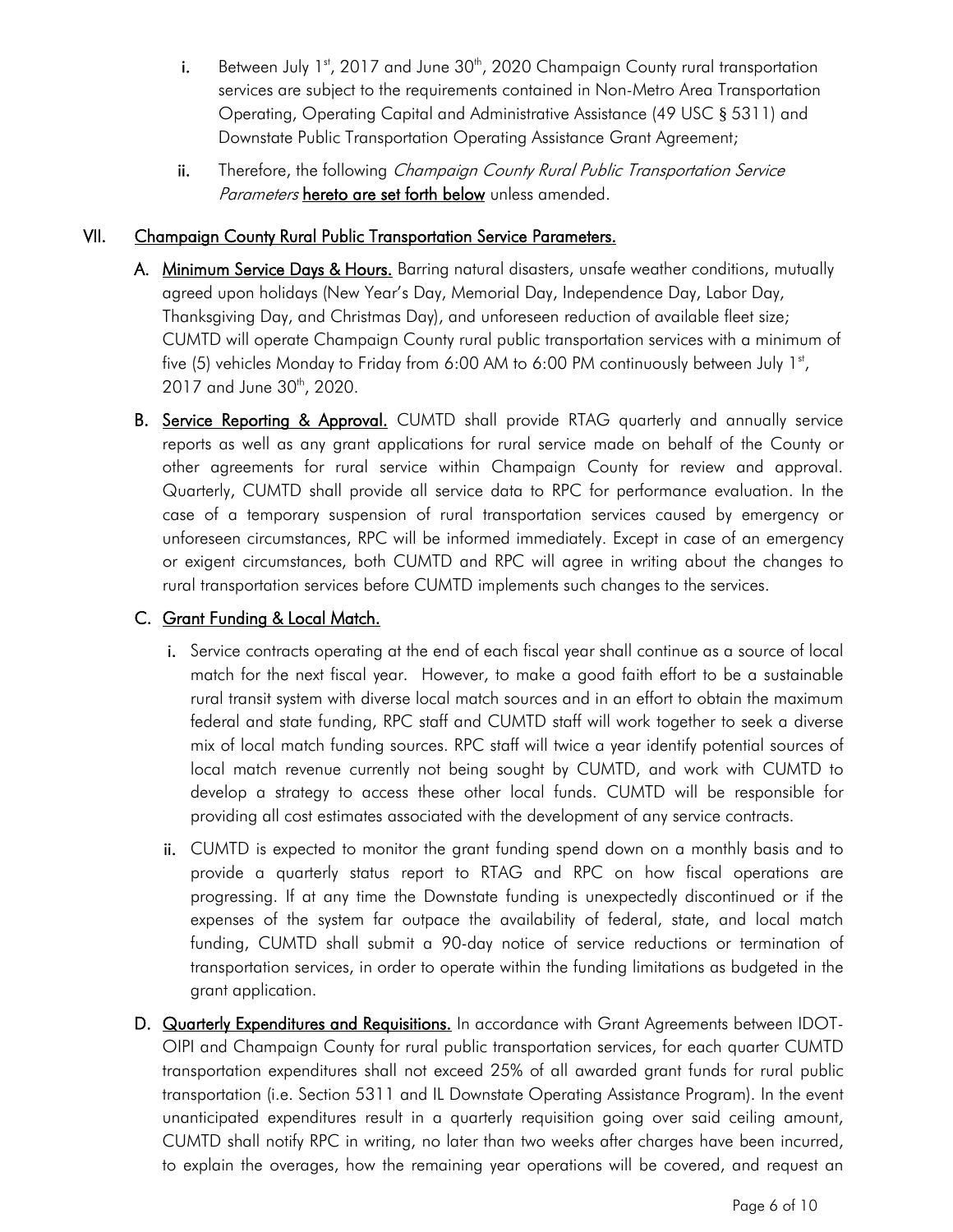i. Between July 1st, 2017 and June 30th, 2020 Champaign County rural transportation services are subject to the requirements contained in Non-Metro Area Transportation Operating, Operating Capital and Administrative Assistance (49 USC § 5311) and Downstate Public Transportation Operating Assistance Grant Agreement;

ii. Therefore, the following *Champaign County Rural Public Transportation Service Parameters* **hereto are set forth below** unless amended.

## VII. Champaign County Rural Public Transportation Service Parameters.

**A. Minimum Service Days & Hours.** Barring natural disasters, unsafe weather conditions, mutually agreed upon holidays (New Year's Day, Memorial Day, Independence Day, Labor Day, Thanksgiving Day, and Christmas Day), and unforeseen reduction of available fleet size; CUMTD will operate Champaign County rural public transportation services with a minimum of five (5) vehicles Monday to Friday from 6:00 AM to 6:00 PM continuously between July 1st, 2017 and June 30th, 2020.

**B. Service Reporting & Approval.** CUMTD shall provide RTAG quarterly and annually service reports as well as any grant applications for rural service made on behalf of the County or other agreements for rural service within Champaign County for review and approval. Quarterly, CUMTD shall provide all service data to RPC for performance evaluation. In the case of a temporary suspension of rural transportation services caused by emergency or unforeseen circumstances, RPC will be informed immediately. Except in case of an emergency or exigent circumstances, both CUMTD and RPC will agree in writing about the changes to rural transportation services before CUMTD implements such changes to the services.

**C. Grant Funding & Local Match.**

i. Service contracts operating at the end of each fiscal year shall continue as a source of local match for the next fiscal year. However, to make a good faith effort to be a sustainable rural transit system with diverse local match sources and in an effort to obtain the maximum federal and state funding, RPC staff and CUMTD staff will work together to seek a diverse mix of local match funding sources. RPC staff will twice a year identify potential sources of local match revenue currently not being sought by CUMTD, and work with CUMTD to develop a strategy to access these other local funds. CUMTD will be responsible for providing all cost estimates associated with the development of any service contracts.

ii. CUMTD is expected to monitor the grant funding spend down on a monthly basis and to provide a quarterly status report to RTAG and RPC on how fiscal operations are progressing. If at any time the Downstate funding is unexpectedly discontinued or if the expenses of the system far outpace the availability of federal, state, and local match funding, CUMTD shall submit a 90-day notice of service reductions or termination of transportation services, in order to operate within the funding limitations as budgeted in the grant application.

**D. Quarterly Expenditures and Requisitions.** In accordance with Grant Agreements between IDOT-OIPI and Champaign County for rural public transportation services, for each quarter CUMTD transportation expenditures shall not exceed 25% of all awarded grant funds for rural public transportation (i.e. Section 5311 and IL Downstate Operating Assistance Program). In the event unanticipated expenditures result in a quarterly requisition going over said ceiling amount, CUMTD shall notify RPC in writing, no later than two weeks after charges have been incurred, to explain the overages, how the remaining year operations will be covered, and request an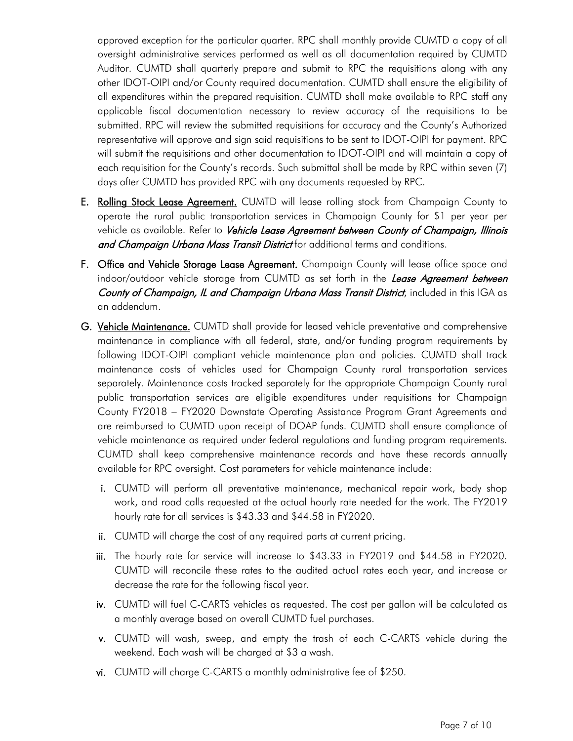approved exception for the particular quarter. RPC shall monthly provide CUMTD a copy of all oversight administrative services performed as well as all documentation required by CUMTD Auditor. CUMTD shall quarterly prepare and submit to RPC the requisitions along with any other IDOT-OIPI and/or County required documentation. CUMTD shall ensure the eligibility of all expenditures within the prepared requisition. CUMTD shall make available to RPC staff any applicable fiscal documentation necessary to review accuracy of the requisitions to be submitted. RPC will review the submitted requisitions for accuracy and the County's Authorized representative will approve and sign said requisitions to be sent to IDOT-OIPI for payment. RPC will submit the requisitions and other documentation to IDOT-OIPI and will maintain a copy of each requisition for the County's records. Such submittal shall be made by RPC within seven (7) days after CUMTD has provided RPC with any documents requested by RPC.

**E.** **Rolling Stock Lease Agreement.** CUMTD will lease rolling stock from Champaign County to operate the rural public transportation services in Champaign County for $1 per year per vehicle as available. Refer to ***Vehicle Lease Agreement between County of Champaign, Illinois and Champaign Urbana Mass Transit District*** for additional terms and conditions.

**F.** **Office and Vehicle Storage Lease Agreement.** Champaign County will lease office space and indoor/outdoor vehicle storage from CUMTD as set forth in the ***Lease Agreement between County of Champaign, IL and Champaign Urbana Mass Transit District***, included in this IGA as an addendum.

**G.** **Vehicle Maintenance.** CUMTD shall provide for leased vehicle preventative and comprehensive maintenance in compliance with all federal, state, and/or funding program requirements by following IDOT-OIPI compliant vehicle maintenance plan and policies. CUMTD shall track maintenance costs of vehicles used for Champaign County rural transportation services separately. Maintenance costs tracked separately for the appropriate Champaign County rural public transportation services are eligible expenditures under requisitions for Champaign County FY2018 – FY2020 Downstate Operating Assistance Program Grant Agreements and are reimbursed to CUMTD upon receipt of DOAP funds. CUMTD shall ensure compliance of vehicle maintenance as required under federal regulations and funding program requirements. CUMTD shall keep comprehensive maintenance records and have these records annually available for RPC oversight. Cost parameters for vehicle maintenance include:

- **i.** CUMTD will perform all preventative maintenance, mechanical repair work, body shop work, and road calls requested at the actual hourly rate needed for the work. The FY2019 hourly rate for all services is $43.33 and $44.58 in FY2020.
- **ii.** CUMTD will charge the cost of any required parts at current pricing.
- **iii.** The hourly rate for service will increase to $43.33 in FY2019 and $44.58 in FY2020. CUMTD will reconcile these rates to the audited actual rates each year, and increase or decrease the rate for the following fiscal year.
- **iv.** CUMTD will fuel C-CARTS vehicles as requested. The cost per gallon will be calculated as a monthly average based on overall CUMTD fuel purchases.
- **v.** CUMTD will wash, sweep, and empty the trash of each C-CARTS vehicle during the weekend. Each wash will be charged at $3 a wash.
- **vi.** CUMTD will charge C-CARTS a monthly administrative fee of $250.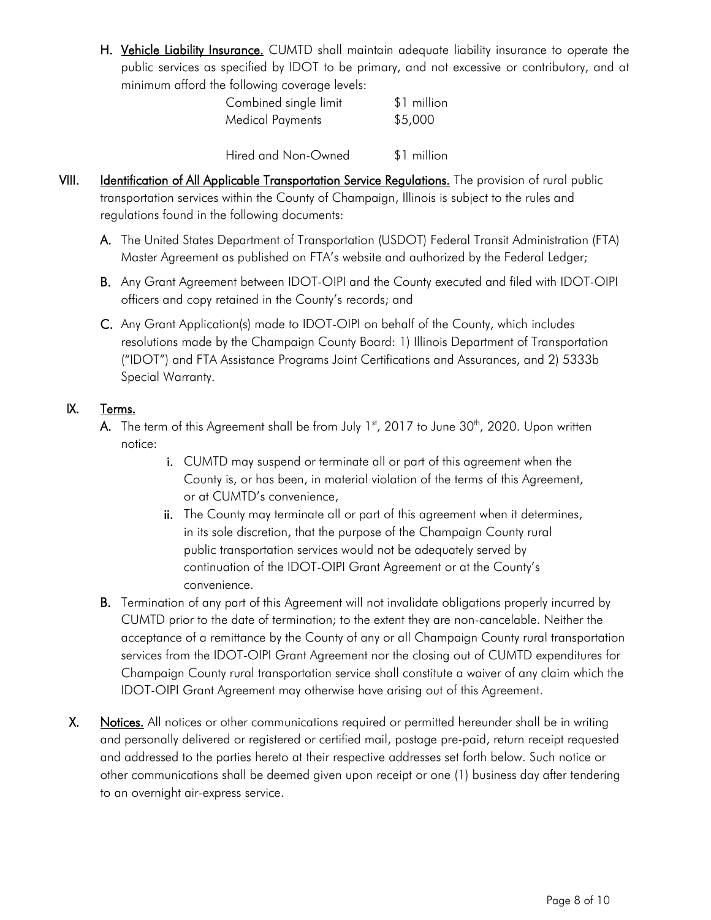H. **Vehicle Liability Insurance.** CUMTD shall maintain adequate liability insurance to operate the public services as specified by IDOT to be primary, and not excessive or contributory, and at minimum afford the following coverage levels:

| | |
|---|---|
| Combined single limit | $1 million |
| Medical Payments | $5,000 |
| Hired and Non-Owned | $1 million |

VIII. **Identification of All Applicable Transportation Service Regulations.** The provision of rural public transportation services within the County of Champaign, Illinois is subject to the rules and regulations found in the following documents:

A. The United States Department of Transportation (USDOT) Federal Transit Administration (FTA) Master Agreement as published on FTA's website and authorized by the Federal Ledger;

B. Any Grant Agreement between IDOT-OIPI and the County executed and filed with IDOT-OIPI officers and copy retained in the County's records; and

C. Any Grant Application(s) made to IDOT-OIPI on behalf of the County, which includes resolutions made by the Champaign County Board: 1) Illinois Department of Transportation ("IDOT") and FTA Assistance Programs Joint Certifications and Assurances, and 2) 5333b Special Warranty.

IX. **Terms.**

A. The term of this Agreement shall be from July 1st, 2017 to June 30th, 2020. Upon written notice:

   i. CUMTD may suspend or terminate all or part of this agreement when the County is, or has been, in material violation of the terms of this Agreement, or at CUMTD's convenience,

   ii. The County may terminate all or part of this agreement when it determines, in its sole discretion, that the purpose of the Champaign County rural public transportation services would not be adequately served by continuation of the IDOT-OIPI Grant Agreement or at the County's convenience.

B. Termination of any part of this Agreement will not invalidate obligations properly incurred by CUMTD prior to the date of termination; to the extent they are non-cancelable. Neither the acceptance of a remittance by the County of any or all Champaign County rural transportation services from the IDOT-OIPI Grant Agreement nor the closing out of CUMTD expenditures for Champaign County rural transportation service shall constitute a waiver of any claim which the IDOT-OIPI Grant Agreement may otherwise have arising out of this Agreement.

X. **Notices.** All notices or other communications required or permitted hereunder shall be in writing and personally delivered or registered or certified mail, postage pre-paid, return receipt requested and addressed to the parties hereto at their respective addresses set forth below. Such notice or other communications shall be deemed given upon receipt or one (1) business day after tendering to an overnight air-express service.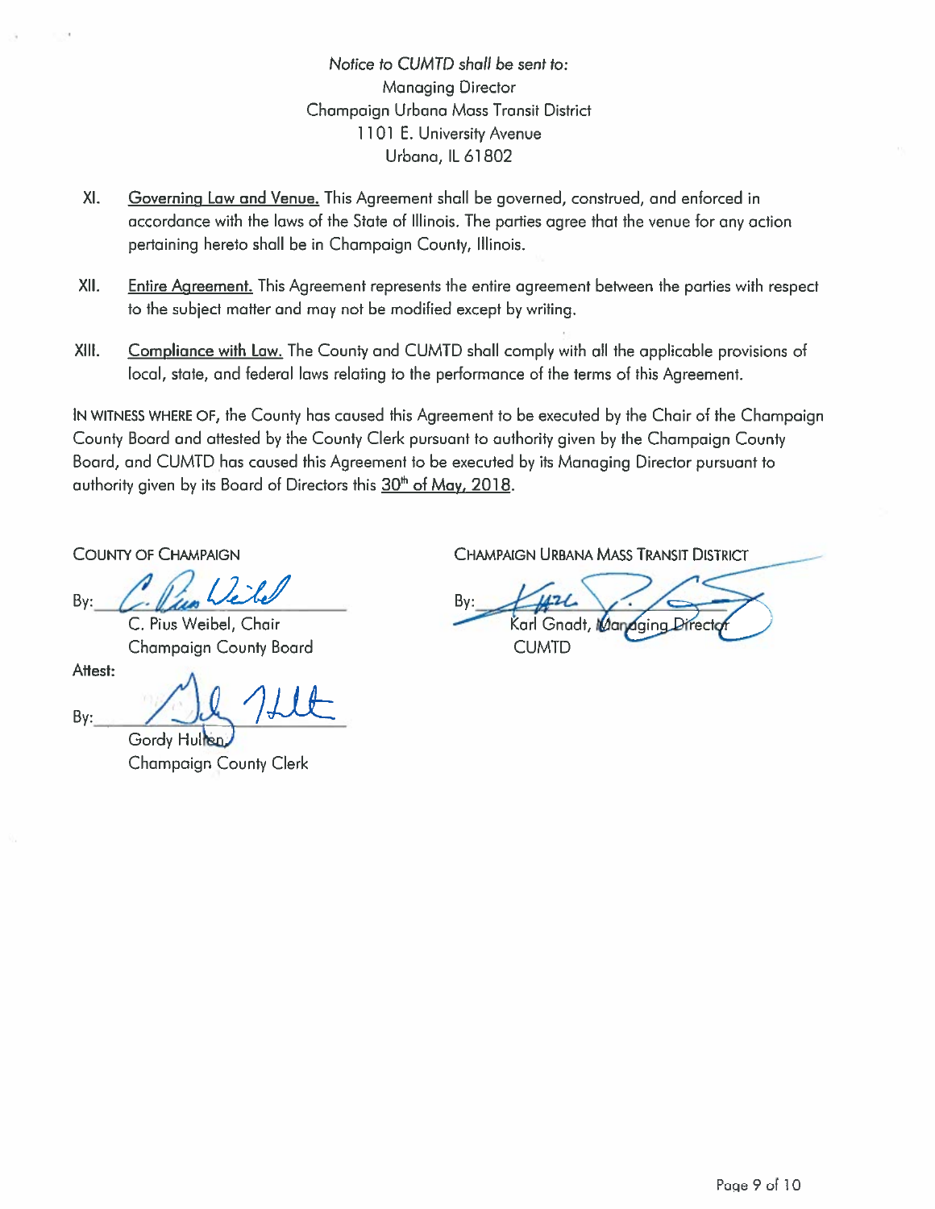*Notice to CUMTD shall be sent to:*
Managing Director
Champaign Urbana Mass Transit District
1101 E. University Avenue
Urbana, IL 61802

XI. Governing Law and Venue. This Agreement shall be governed, construed, and enforced in accordance with the laws of the State of Illinois. The parties agree that the venue for any action pertaining hereto shall be in Champaign County, Illinois.

XII. Entire Agreement. This Agreement represents the entire agreement between the parties with respect to the subject matter and may not be modified except by writing.

XIII. Compliance with Law. The County and CUMTD shall comply with all the applicable provisions of local, state, and federal laws relating to the performance of the terms of this Agreement.

IN WITNESS WHERE OF, the County has caused this Agreement to be executed by the Chair of the Champaign County Board and attested by the County Clerk pursuant to authority given by the Champaign County Board, and CUMTD has caused this Agreement to be executed by its Managing Director pursuant to authority given by its Board of Directors this 30th of May, 2018.

COUNTY OF CHAMPAIGN

By: ______________________
C. Pius Weibel, Chair
Champaign County Board

Attest:

By: ______________________
Gordy Hulten
Champaign County Clerk

CHAMPAIGN URBANA MASS TRANSIT DISTRICT

By: ______________________
Karl Gnadt, Managing Director
CUMTD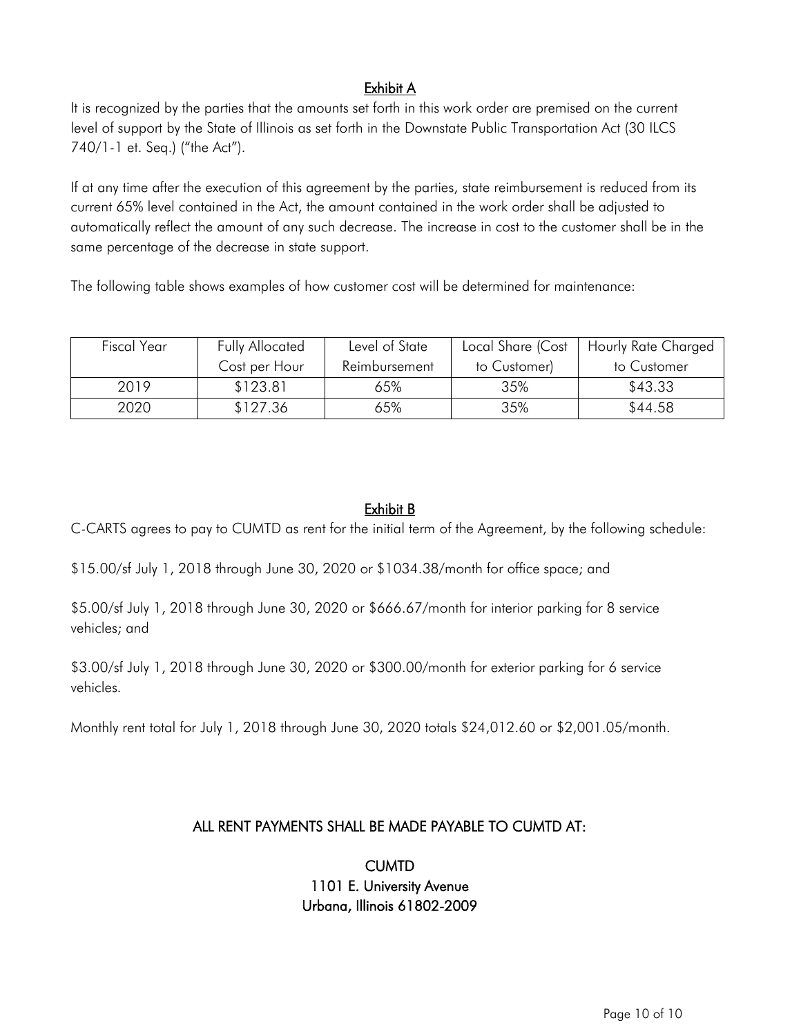## Exhibit A

It is recognized by the parties that the amounts set forth in this work order are premised on the current level of support by the State of Illinois as set forth in the Downstate Public Transportation Act (30 ILCS 740/1-1 et. Seq.) ("the Act").

If at any time after the execution of this agreement by the parties, state reimbursement is reduced from its current 65% level contained in the Act, the amount contained in the work order shall be adjusted to automatically reflect the amount of any such decrease. The increase in cost to the customer shall be in the same percentage of the decrease in state support.

The following table shows examples of how customer cost will be determined for maintenance:

| Fiscal Year | Fully Allocated Cost per Hour | Level of State Reimbursement | Local Share (Cost to Customer) | Hourly Rate Charged to Customer |
|---|---|---|---|---|
| 2019 | $123.81 | 65% | 35% | $43.33 |
| 2020 | $127.36 | 65% | 35% | $44.58 |

## Exhibit B

C-CARTS agrees to pay to CUMTD as rent for the initial term of the Agreement, by the following schedule:

$15.00/sf July 1, 2018 through June 30, 2020 or $1034.38/month for office space; and

$5.00/sf July 1, 2018 through June 30, 2020 or $666.67/month for interior parking for 8 service vehicles; and

$3.00/sf July 1, 2018 through June 30, 2020 or $300.00/month for exterior parking for 6 service vehicles.

Monthly rent total for July 1, 2018 through June 30, 2020 totals $24,012.60 or $2,001.05/month.

**ALL RENT PAYMENTS SHALL BE MADE PAYABLE TO CUMTD AT:**

**CUMTD**
**1101 E. University Avenue**
**Urbana, Illinois 61802-2009**